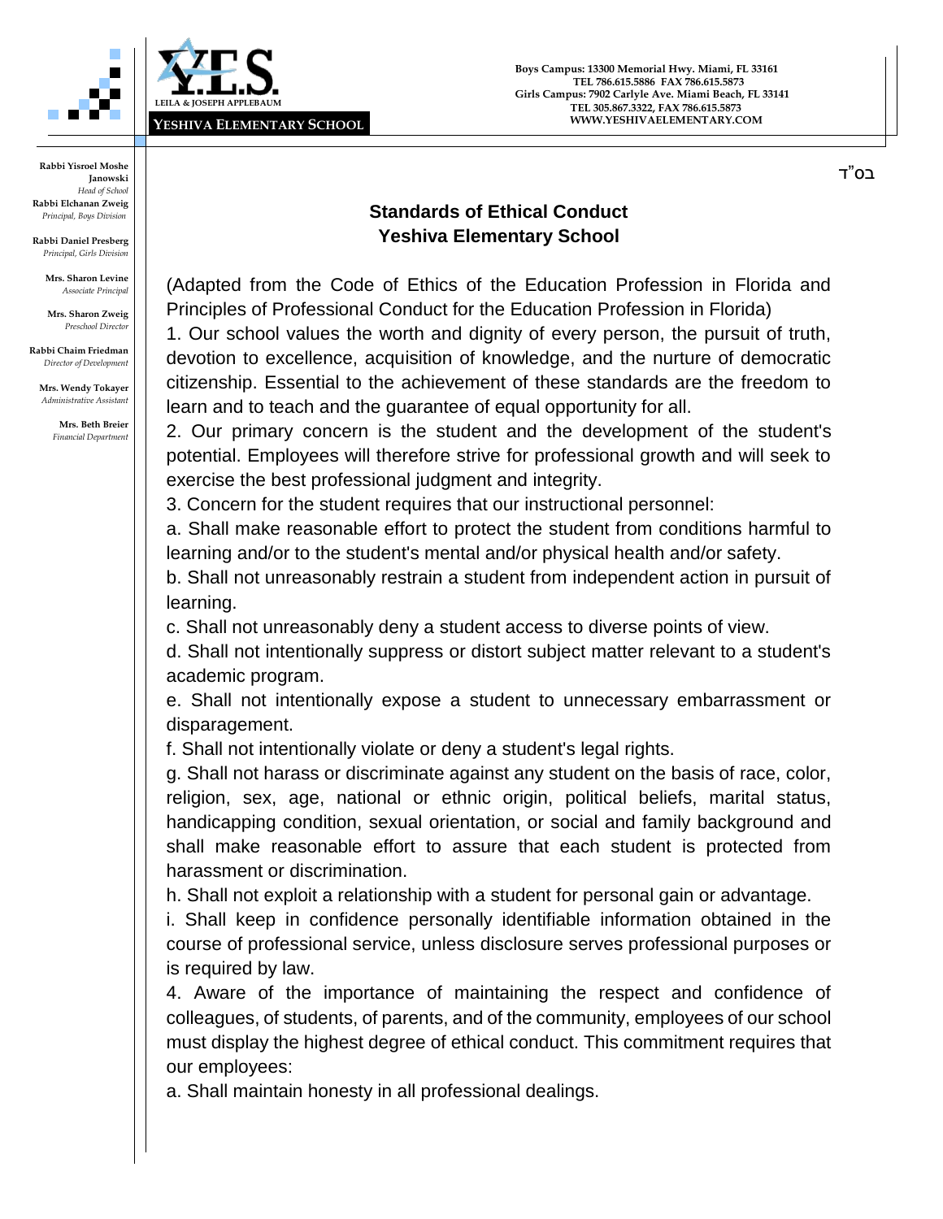Y.E.S.
LEILA & JOSEPH APPLEBAUM
YESHIVA ELEMENTARY SCHOOL

Boys Campus: 13300 Memorial Hwy. Miami, FL 33161
TEL 786.615.5886 FAX 786.615.5873
Girls Campus: 7902 Carlyle Ave. Miami Beach, FL 33141
TEL 305.867.3322, FAX 786.615.5873
WWW.YESHIVAELEMENTARY.COM

**Rabbi Yisroel Moshe Janowski**
*Head of School*
**Rabbi Elchanan Zweig**
*Principal, Boys Division*
**Rabbi Daniel Presberg**
*Principal, Girls Division*
**Mrs. Sharon Levine**
*Associate Principal*
**Mrs. Sharon Zweig**
*Preschool Director*
**Rabbi Chaim Friedman**
*Director of Development*
**Mrs. Wendy Tokayer**
*Administrative Assistant*
**Mrs. Beth Breier**
*Financial Department*

בס"ד

## Standards of Ethical Conduct
## Yeshiva Elementary School

(Adapted from the Code of Ethics of the Education Profession in Florida and Principles of Professional Conduct for the Education Profession in Florida)

1. Our school values the worth and dignity of every person, the pursuit of truth, devotion to excellence, acquisition of knowledge, and the nurture of democratic citizenship. Essential to the achievement of these standards are the freedom to learn and to teach and the guarantee of equal opportunity for all.

2. Our primary concern is the student and the development of the student's potential. Employees will therefore strive for professional growth and will seek to exercise the best professional judgment and integrity.

3. Concern for the student requires that our instructional personnel:

a. Shall make reasonable effort to protect the student from conditions harmful to learning and/or to the student's mental and/or physical health and/or safety.

b. Shall not unreasonably restrain a student from independent action in pursuit of learning.

c. Shall not unreasonably deny a student access to diverse points of view.

d. Shall not intentionally suppress or distort subject matter relevant to a student's academic program.

e. Shall not intentionally expose a student to unnecessary embarrassment or disparagement.

f. Shall not intentionally violate or deny a student's legal rights.

g. Shall not harass or discriminate against any student on the basis of race, color, religion, sex, age, national or ethnic origin, political beliefs, marital status, handicapping condition, sexual orientation, or social and family background and shall make reasonable effort to assure that each student is protected from harassment or discrimination.

h. Shall not exploit a relationship with a student for personal gain or advantage.

i. Shall keep in confidence personally identifiable information obtained in the course of professional service, unless disclosure serves professional purposes or is required by law.

4. Aware of the importance of maintaining the respect and confidence of colleagues, of students, of parents, and of the community, employees of our school must display the highest degree of ethical conduct. This commitment requires that our employees:

a. Shall maintain honesty in all professional dealings.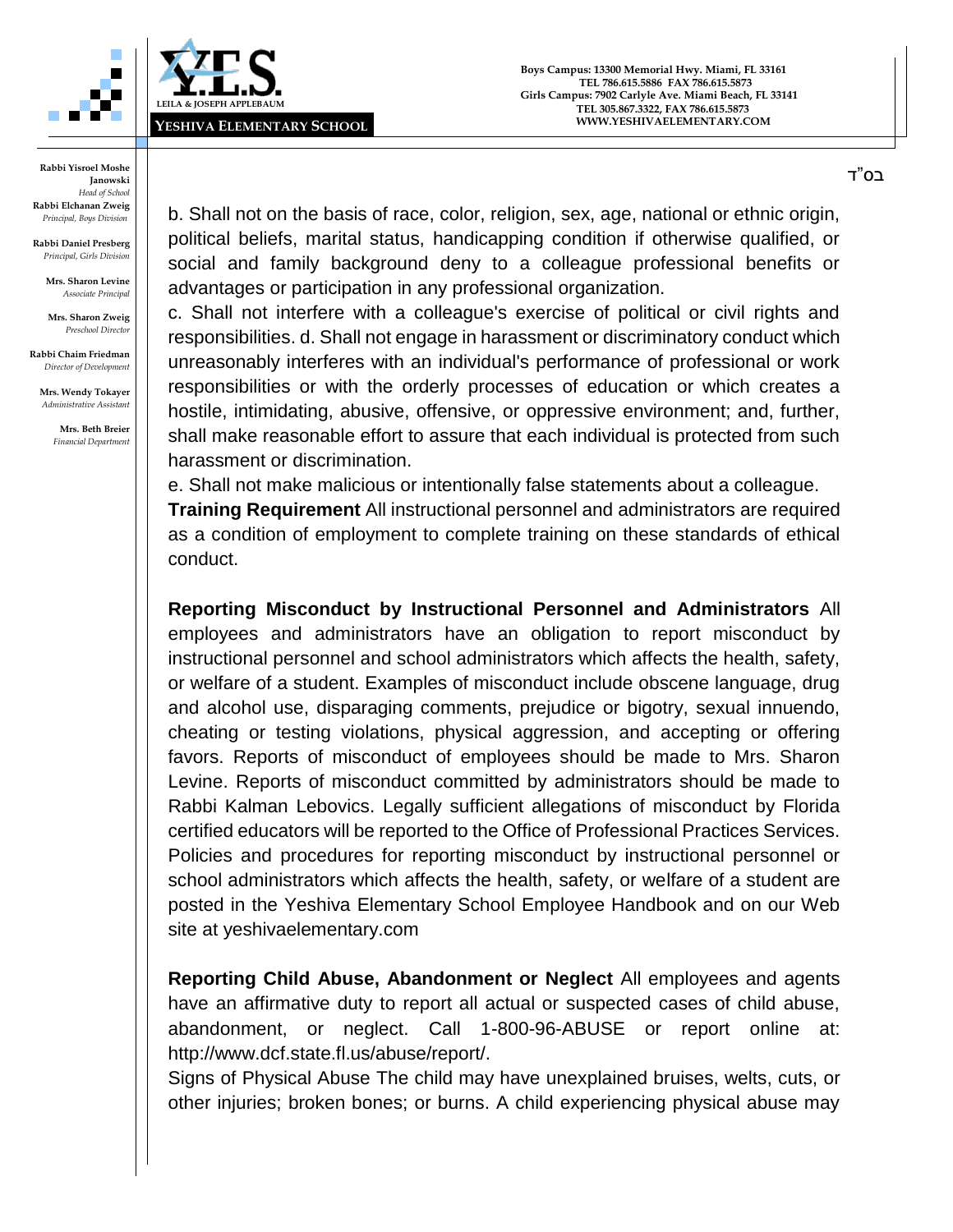b. Shall not on the basis of race, color, religion, sex, age, national or ethnic origin, political beliefs, marital status, handicapping condition if otherwise qualified, or social and family background deny to a colleague professional benefits or advantages or participation in any professional organization.

c. Shall not interfere with a colleague's exercise of political or civil rights and responsibilities. d. Shall not engage in harassment or discriminatory conduct which unreasonably interferes with an individual's performance of professional or work responsibilities or with the orderly processes of education or which creates a hostile, intimidating, abusive, offensive, or oppressive environment; and, further, shall make reasonable effort to assure that each individual is protected from such harassment or discrimination.

e. Shall not make malicious or intentionally false statements about a colleague.

**Training Requirement** All instructional personnel and administrators are required as a condition of employment to complete training on these standards of ethical conduct.

**Reporting Misconduct by Instructional Personnel and Administrators** All employees and administrators have an obligation to report misconduct by instructional personnel and school administrators which affects the health, safety, or welfare of a student. Examples of misconduct include obscene language, drug and alcohol use, disparaging comments, prejudice or bigotry, sexual innuendo, cheating or testing violations, physical aggression, and accepting or offering favors. Reports of misconduct of employees should be made to Mrs. Sharon Levine. Reports of misconduct committed by administrators should be made to Rabbi Kalman Lebovics. Legally sufficient allegations of misconduct by Florida certified educators will be reported to the Office of Professional Practices Services. Policies and procedures for reporting misconduct by instructional personnel or school administrators which affects the health, safety, or welfare of a student are posted in the Yeshiva Elementary School Employee Handbook and on our Web site at yeshivaelementary.com

**Reporting Child Abuse, Abandonment or Neglect** All employees and agents have an affirmative duty to report all actual or suspected cases of child abuse, abandonment, or neglect. Call 1-800-96-ABUSE or report online at: http://www.dcf.state.fl.us/abuse/report/.

Signs of Physical Abuse The child may have unexplained bruises, welts, cuts, or other injuries; broken bones; or burns. A child experiencing physical abuse may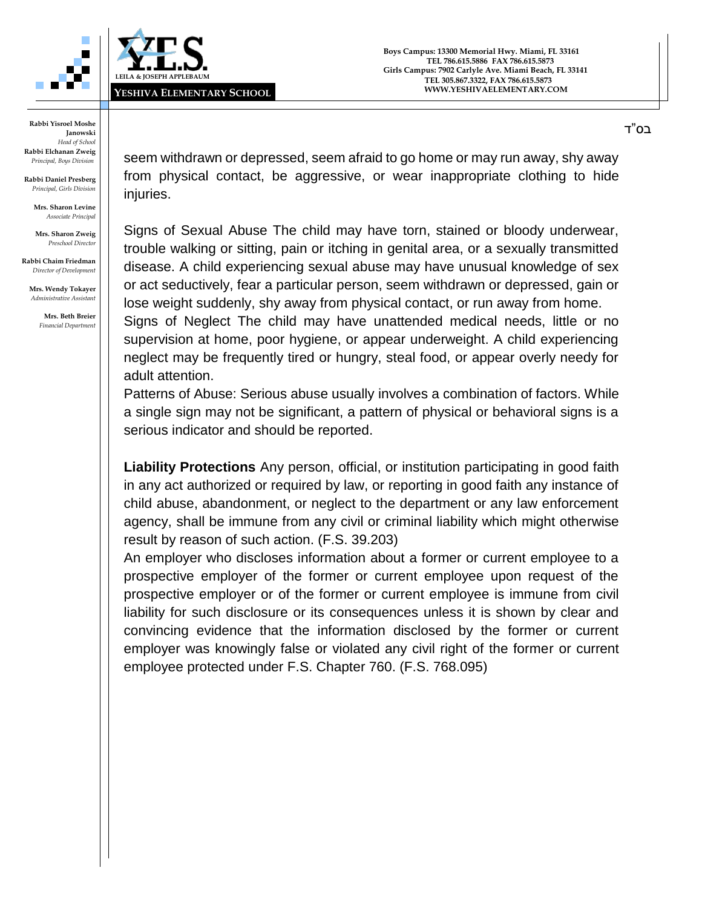seem withdrawn or depressed, seem afraid to go home or may run away, shy away from physical contact, be aggressive, or wear inappropriate clothing to hide injuries.

Signs of Sexual Abuse The child may have torn, stained or bloody underwear, trouble walking or sitting, pain or itching in genital area, or a sexually transmitted disease. A child experiencing sexual abuse may have unusual knowledge of sex or act seductively, fear a particular person, seem withdrawn or depressed, gain or lose weight suddenly, shy away from physical contact, or run away from home.

Signs of Neglect The child may have unattended medical needs, little or no supervision at home, poor hygiene, or appear underweight. A child experiencing neglect may be frequently tired or hungry, steal food, or appear overly needy for adult attention.

Patterns of Abuse: Serious abuse usually involves a combination of factors. While a single sign may not be significant, a pattern of physical or behavioral signs is a serious indicator and should be reported.

**Liability Protections** Any person, official, or institution participating in good faith in any act authorized or required by law, or reporting in good faith any instance of child abuse, abandonment, or neglect to the department or any law enforcement agency, shall be immune from any civil or criminal liability which might otherwise result by reason of such action. (F.S. 39.203)

An employer who discloses information about a former or current employee to a prospective employer of the former or current employee upon request of the prospective employer or of the former or current employee is immune from civil liability for such disclosure or its consequences unless it is shown by clear and convincing evidence that the information disclosed by the former or current employer was knowingly false or violated any civil right of the former or current employee protected under F.S. Chapter 760. (F.S. 768.095)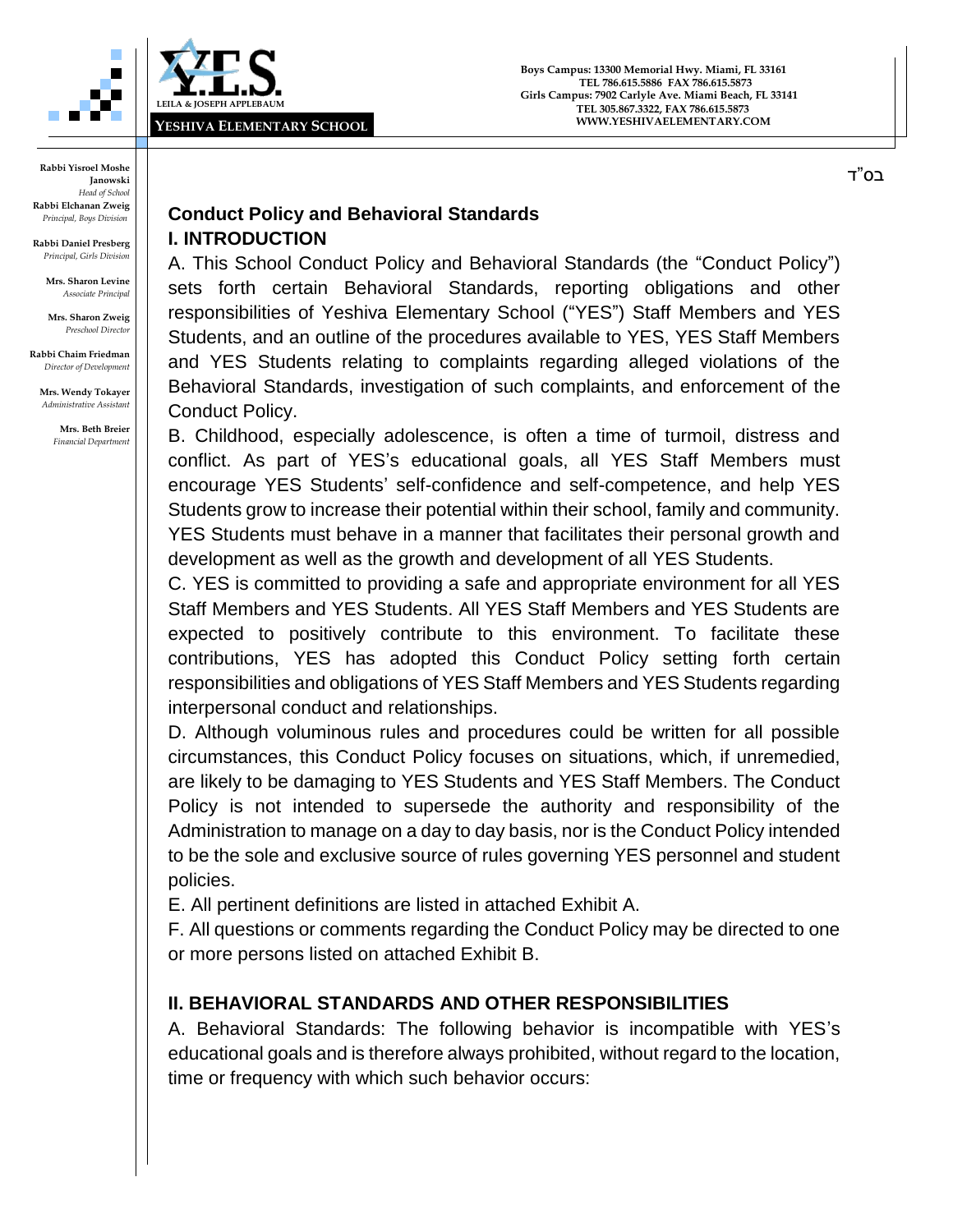## Conduct Policy and Behavioral Standards

## I. INTRODUCTION

A. This School Conduct Policy and Behavioral Standards (the "Conduct Policy") sets forth certain Behavioral Standards, reporting obligations and other responsibilities of Yeshiva Elementary School ("YES") Staff Members and YES Students, and an outline of the procedures available to YES, YES Staff Members and YES Students relating to complaints regarding alleged violations of the Behavioral Standards, investigation of such complaints, and enforcement of the Conduct Policy.

B. Childhood, especially adolescence, is often a time of turmoil, distress and conflict. As part of YES's educational goals, all YES Staff Members must encourage YES Students' self-confidence and self-competence, and help YES Students grow to increase their potential within their school, family and community. YES Students must behave in a manner that facilitates their personal growth and development as well as the growth and development of all YES Students.

C. YES is committed to providing a safe and appropriate environment for all YES Staff Members and YES Students. All YES Staff Members and YES Students are expected to positively contribute to this environment. To facilitate these contributions, YES has adopted this Conduct Policy setting forth certain responsibilities and obligations of YES Staff Members and YES Students regarding interpersonal conduct and relationships.

D. Although voluminous rules and procedures could be written for all possible circumstances, this Conduct Policy focuses on situations, which, if unremedied, are likely to be damaging to YES Students and YES Staff Members. The Conduct Policy is not intended to supersede the authority and responsibility of the Administration to manage on a day to day basis, nor is the Conduct Policy intended to be the sole and exclusive source of rules governing YES personnel and student policies.

E. All pertinent definitions are listed in attached Exhibit A.

F. All questions or comments regarding the Conduct Policy may be directed to one or more persons listed on attached Exhibit B.

## II. BEHAVIORAL STANDARDS AND OTHER RESPONSIBILITIES

A. Behavioral Standards: The following behavior is incompatible with YES's educational goals and is therefore always prohibited, without regard to the location, time or frequency with which such behavior occurs: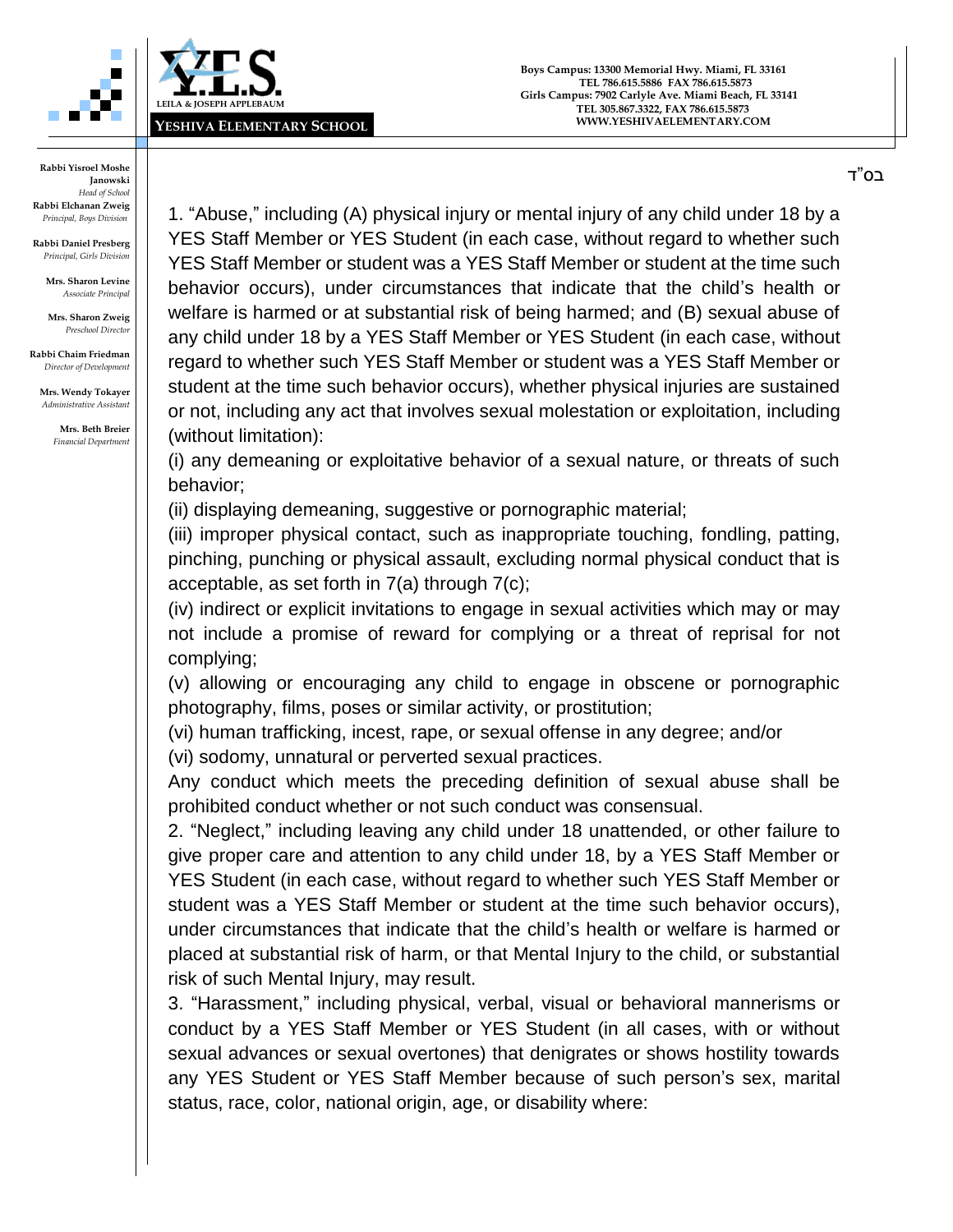בס"ד

1. "Abuse," including (A) physical injury or mental injury of any child under 18 by a YES Staff Member or YES Student (in each case, without regard to whether such YES Staff Member or student was a YES Staff Member or student at the time such behavior occurs), under circumstances that indicate that the child's health or welfare is harmed or at substantial risk of being harmed; and (B) sexual abuse of any child under 18 by a YES Staff Member or YES Student (in each case, without regard to whether such YES Staff Member or student was a YES Staff Member or student at the time such behavior occurs), whether physical injuries are sustained or not, including any act that involves sexual molestation or exploitation, including (without limitation):

(i) any demeaning or exploitative behavior of a sexual nature, or threats of such behavior;

(ii) displaying demeaning, suggestive or pornographic material;

(iii) improper physical contact, such as inappropriate touching, fondling, patting, pinching, punching or physical assault, excluding normal physical conduct that is acceptable, as set forth in 7(a) through 7(c);

(iv) indirect or explicit invitations to engage in sexual activities which may or may not include a promise of reward for complying or a threat of reprisal for not complying;

(v) allowing or encouraging any child to engage in obscene or pornographic photography, films, poses or similar activity, or prostitution;

(vi) human trafficking, incest, rape, or sexual offense in any degree; and/or

(vi) sodomy, unnatural or perverted sexual practices.

Any conduct which meets the preceding definition of sexual abuse shall be prohibited conduct whether or not such conduct was consensual.

2. "Neglect," including leaving any child under 18 unattended, or other failure to give proper care and attention to any child under 18, by a YES Staff Member or YES Student (in each case, without regard to whether such YES Staff Member or student was a YES Staff Member or student at the time such behavior occurs), under circumstances that indicate that the child's health or welfare is harmed or placed at substantial risk of harm, or that Mental Injury to the child, or substantial risk of such Mental Injury, may result.

3. "Harassment," including physical, verbal, visual or behavioral mannerisms or conduct by a YES Staff Member or YES Student (in all cases, with or without sexual advances or sexual overtones) that denigrates or shows hostility towards any YES Student or YES Staff Member because of such person's sex, marital status, race, color, national origin, age, or disability where: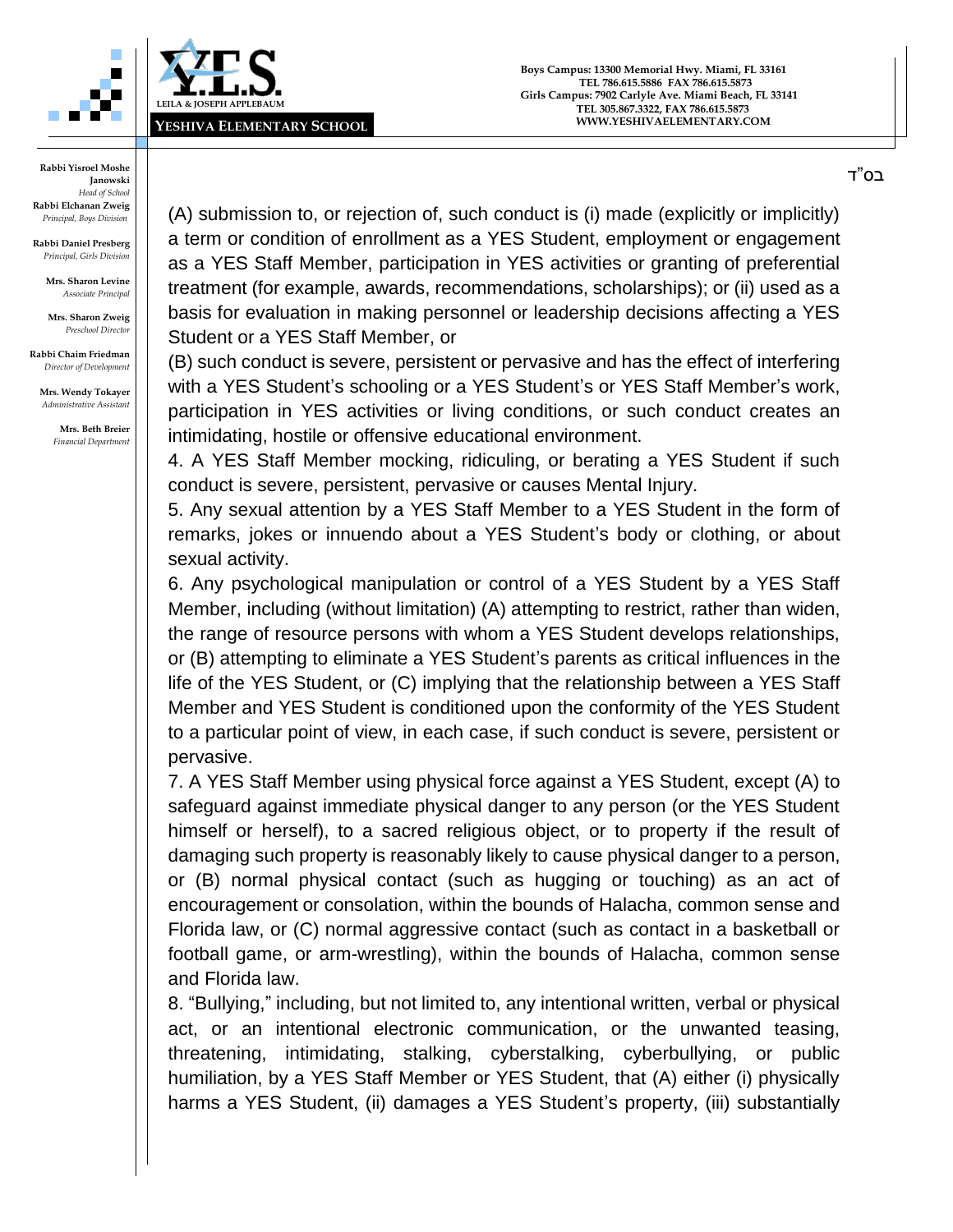(A) submission to, or rejection of, such conduct is (i) made (explicitly or implicitly) a term or condition of enrollment as a YES Student, employment or engagement as a YES Staff Member, participation in YES activities or granting of preferential treatment (for example, awards, recommendations, scholarships); or (ii) used as a basis for evaluation in making personnel or leadership decisions affecting a YES Student or a YES Staff Member, or

(B) such conduct is severe, persistent or pervasive and has the effect of interfering with a YES Student's schooling or a YES Student's or YES Staff Member's work, participation in YES activities or living conditions, or such conduct creates an intimidating, hostile or offensive educational environment.

4. A YES Staff Member mocking, ridiculing, or berating a YES Student if such conduct is severe, persistent, pervasive or causes Mental Injury.

5. Any sexual attention by a YES Staff Member to a YES Student in the form of remarks, jokes or innuendo about a YES Student's body or clothing, or about sexual activity.

6. Any psychological manipulation or control of a YES Student by a YES Staff Member, including (without limitation) (A) attempting to restrict, rather than widen, the range of resource persons with whom a YES Student develops relationships, or (B) attempting to eliminate a YES Student's parents as critical influences in the life of the YES Student, or (C) implying that the relationship between a YES Staff Member and YES Student is conditioned upon the conformity of the YES Student to a particular point of view, in each case, if such conduct is severe, persistent or pervasive.

7. A YES Staff Member using physical force against a YES Student, except (A) to safeguard against immediate physical danger to any person (or the YES Student himself or herself), to a sacred religious object, or to property if the result of damaging such property is reasonably likely to cause physical danger to a person, or (B) normal physical contact (such as hugging or touching) as an act of encouragement or consolation, within the bounds of Halacha, common sense and Florida law, or (C) normal aggressive contact (such as contact in a basketball or football game, or arm-wrestling), within the bounds of Halacha, common sense and Florida law.

8. "Bullying," including, but not limited to, any intentional written, verbal or physical act, or an intentional electronic communication, or the unwanted teasing, threatening, intimidating, stalking, cyberstalking, cyberbullying, or public humiliation, by a YES Staff Member or YES Student, that (A) either (i) physically harms a YES Student, (ii) damages a YES Student's property, (iii) substantially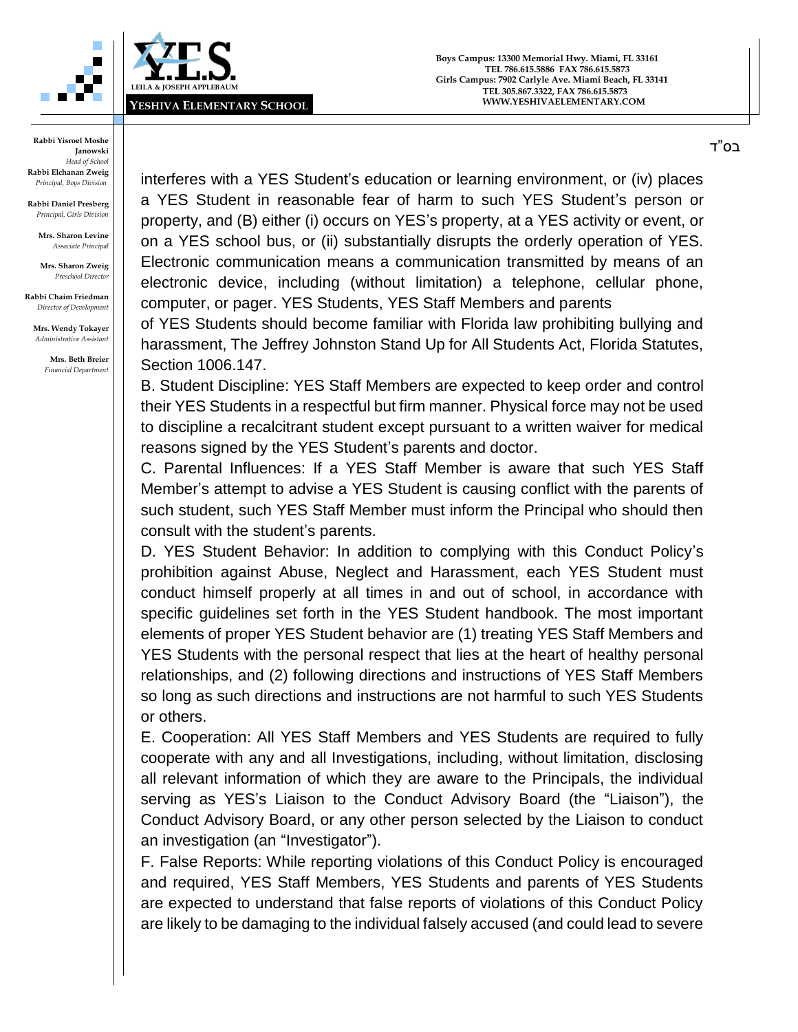interferes with a YES Student's education or learning environment, or (iv) places a YES Student in reasonable fear of harm to such YES Student's person or property, and (B) either (i) occurs on YES's property, at a YES activity or event, or on a YES school bus, or (ii) substantially disrupts the orderly operation of YES. Electronic communication means a communication transmitted by means of an electronic device, including (without limitation) a telephone, cellular phone, computer, or pager. YES Students, YES Staff Members and parents of YES Students should become familiar with Florida law prohibiting bullying and harassment, The Jeffrey Johnston Stand Up for All Students Act, Florida Statutes, Section 1006.147.

B. Student Discipline: YES Staff Members are expected to keep order and control their YES Students in a respectful but firm manner. Physical force may not be used to discipline a recalcitrant student except pursuant to a written waiver for medical reasons signed by the YES Student's parents and doctor.

C. Parental Influences: If a YES Staff Member is aware that such YES Staff Member's attempt to advise a YES Student is causing conflict with the parents of such student, such YES Staff Member must inform the Principal who should then consult with the student's parents.

D. YES Student Behavior: In addition to complying with this Conduct Policy's prohibition against Abuse, Neglect and Harassment, each YES Student must conduct himself properly at all times in and out of school, in accordance with specific guidelines set forth in the YES Student handbook. The most important elements of proper YES Student behavior are (1) treating YES Staff Members and YES Students with the personal respect that lies at the heart of healthy personal relationships, and (2) following directions and instructions of YES Staff Members so long as such directions and instructions are not harmful to such YES Students or others.

E. Cooperation: All YES Staff Members and YES Students are required to fully cooperate with any and all Investigations, including, without limitation, disclosing all relevant information of which they are aware to the Principals, the individual serving as YES's Liaison to the Conduct Advisory Board (the "Liaison"), the Conduct Advisory Board, or any other person selected by the Liaison to conduct an investigation (an "Investigator").

F. False Reports: While reporting violations of this Conduct Policy is encouraged and required, YES Staff Members, YES Students and parents of YES Students are expected to understand that false reports of violations of this Conduct Policy are likely to be damaging to the individual falsely accused (and could lead to severe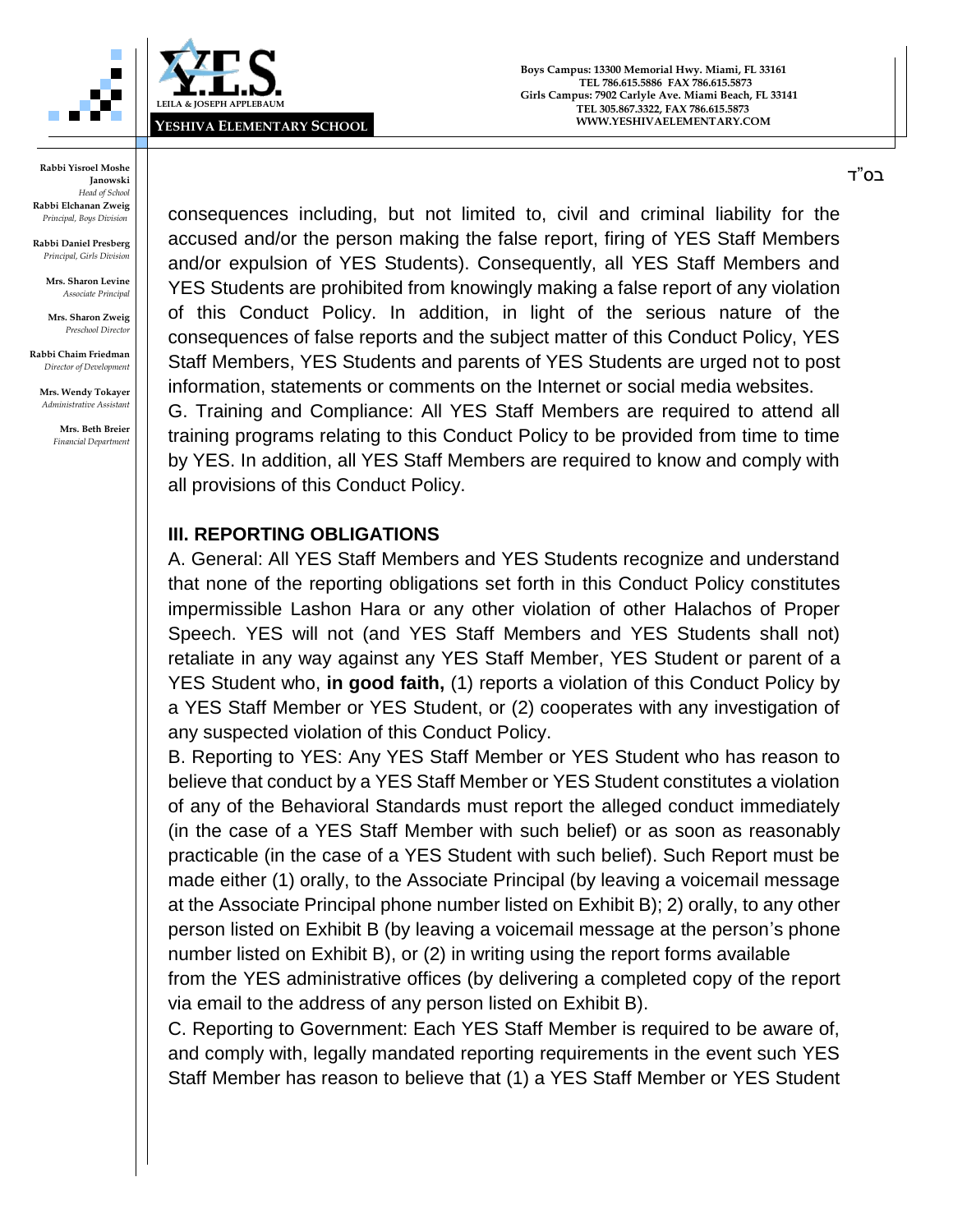consequences including, but not limited to, civil and criminal liability for the accused and/or the person making the false report, firing of YES Staff Members and/or expulsion of YES Students). Consequently, all YES Staff Members and YES Students are prohibited from knowingly making a false report of any violation of this Conduct Policy. In addition, in light of the serious nature of the consequences of false reports and the subject matter of this Conduct Policy, YES Staff Members, YES Students and parents of YES Students are urged not to post information, statements or comments on the Internet or social media websites.

G. Training and Compliance: All YES Staff Members are required to attend all training programs relating to this Conduct Policy to be provided from time to time by YES. In addition, all YES Staff Members are required to know and comply with all provisions of this Conduct Policy.

## III. REPORTING OBLIGATIONS

A. General: All YES Staff Members and YES Students recognize and understand that none of the reporting obligations set forth in this Conduct Policy constitutes impermissible Lashon Hara or any other violation of other Halachos of Proper Speech. YES will not (and YES Staff Members and YES Students shall not) retaliate in any way against any YES Staff Member, YES Student or parent of a YES Student who, **in good faith,** (1) reports a violation of this Conduct Policy by a YES Staff Member or YES Student, or (2) cooperates with any investigation of any suspected violation of this Conduct Policy.

B. Reporting to YES: Any YES Staff Member or YES Student who has reason to believe that conduct by a YES Staff Member or YES Student constitutes a violation of any of the Behavioral Standards must report the alleged conduct immediately (in the case of a YES Staff Member with such belief) or as soon as reasonably practicable (in the case of a YES Student with such belief). Such Report must be made either (1) orally, to the Associate Principal (by leaving a voicemail message at the Associate Principal phone number listed on Exhibit B); 2) orally, to any other person listed on Exhibit B (by leaving a voicemail message at the person's phone number listed on Exhibit B), or (2) in writing using the report forms available from the YES administrative offices (by delivering a completed copy of the report via email to the address of any person listed on Exhibit B).

C. Reporting to Government: Each YES Staff Member is required to be aware of, and comply with, legally mandated reporting requirements in the event such YES Staff Member has reason to believe that (1) a YES Staff Member or YES Student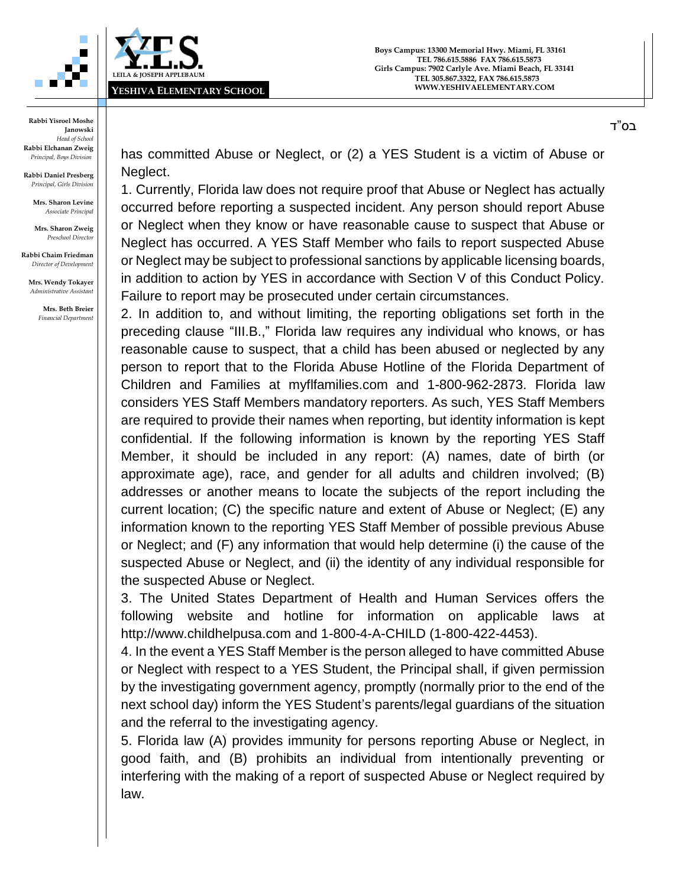has committed Abuse or Neglect, or (2) a YES Student is a victim of Abuse or Neglect.

1. Currently, Florida law does not require proof that Abuse or Neglect has actually occurred before reporting a suspected incident. Any person should report Abuse or Neglect when they know or have reasonable cause to suspect that Abuse or Neglect has occurred. A YES Staff Member who fails to report suspected Abuse or Neglect may be subject to professional sanctions by applicable licensing boards, in addition to action by YES in accordance with Section V of this Conduct Policy. Failure to report may be prosecuted under certain circumstances.

2. In addition to, and without limiting, the reporting obligations set forth in the preceding clause "III.B.," Florida law requires any individual who knows, or has reasonable cause to suspect, that a child has been abused or neglected by any person to report that to the Florida Abuse Hotline of the Florida Department of Children and Families at myflfamilies.com and 1-800-962-2873. Florida law considers YES Staff Members mandatory reporters. As such, YES Staff Members are required to provide their names when reporting, but identity information is kept confidential. If the following information is known by the reporting YES Staff Member, it should be included in any report: (A) names, date of birth (or approximate age), race, and gender for all adults and children involved; (B) addresses or another means to locate the subjects of the report including the current location; (C) the specific nature and extent of Abuse or Neglect; (E) any information known to the reporting YES Staff Member of possible previous Abuse or Neglect; and (F) any information that would help determine (i) the cause of the suspected Abuse or Neglect, and (ii) the identity of any individual responsible for the suspected Abuse or Neglect.

3. The United States Department of Health and Human Services offers the following website and hotline for information on applicable laws at http://www.childhelpusa.com and 1-800-4-A-CHILD (1-800-422-4453).

4. In the event a YES Staff Member is the person alleged to have committed Abuse or Neglect with respect to a YES Student, the Principal shall, if given permission by the investigating government agency, promptly (normally prior to the end of the next school day) inform the YES Student's parents/legal guardians of the situation and the referral to the investigating agency.

5. Florida law (A) provides immunity for persons reporting Abuse or Neglect, in good faith, and (B) prohibits an individual from intentionally preventing or interfering with the making of a report of suspected Abuse or Neglect required by law.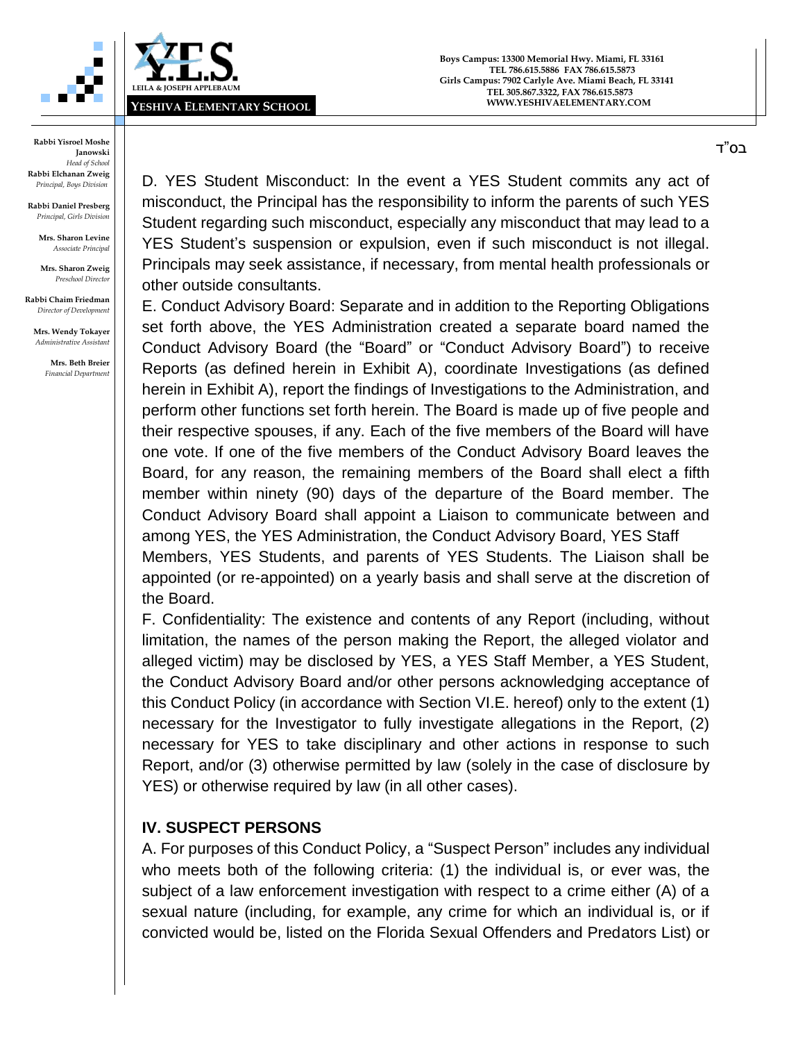D. YES Student Misconduct: In the event a YES Student commits any act of misconduct, the Principal has the responsibility to inform the parents of such YES Student regarding such misconduct, especially any misconduct that may lead to a YES Student's suspension or expulsion, even if such misconduct is not illegal. Principals may seek assistance, if necessary, from mental health professionals or other outside consultants.

E. Conduct Advisory Board: Separate and in addition to the Reporting Obligations set forth above, the YES Administration created a separate board named the Conduct Advisory Board (the "Board" or "Conduct Advisory Board") to receive Reports (as defined herein in Exhibit A), coordinate Investigations (as defined herein in Exhibit A), report the findings of Investigations to the Administration, and perform other functions set forth herein. The Board is made up of five people and their respective spouses, if any. Each of the five members of the Board will have one vote. If one of the five members of the Conduct Advisory Board leaves the Board, for any reason, the remaining members of the Board shall elect a fifth member within ninety (90) days of the departure of the Board member. The Conduct Advisory Board shall appoint a Liaison to communicate between and among YES, the YES Administration, the Conduct Advisory Board, YES Staff Members, YES Students, and parents of YES Students. The Liaison shall be appointed (or re-appointed) on a yearly basis and shall serve at the discretion of the Board.

F. Confidentiality: The existence and contents of any Report (including, without limitation, the names of the person making the Report, the alleged violator and alleged victim) may be disclosed by YES, a YES Staff Member, a YES Student, the Conduct Advisory Board and/or other persons acknowledging acceptance of this Conduct Policy (in accordance with Section VI.E. hereof) only to the extent (1) necessary for the Investigator to fully investigate allegations in the Report, (2) necessary for YES to take disciplinary and other actions in response to such Report, and/or (3) otherwise permitted by law (solely in the case of disclosure by YES) or otherwise required by law (in all other cases).

## IV. SUSPECT PERSONS

A. For purposes of this Conduct Policy, a "Suspect Person" includes any individual who meets both of the following criteria: (1) the individual is, or ever was, the subject of a law enforcement investigation with respect to a crime either (A) of a sexual nature (including, for example, any crime for which an individual is, or if convicted would be, listed on the Florida Sexual Offenders and Predators List) or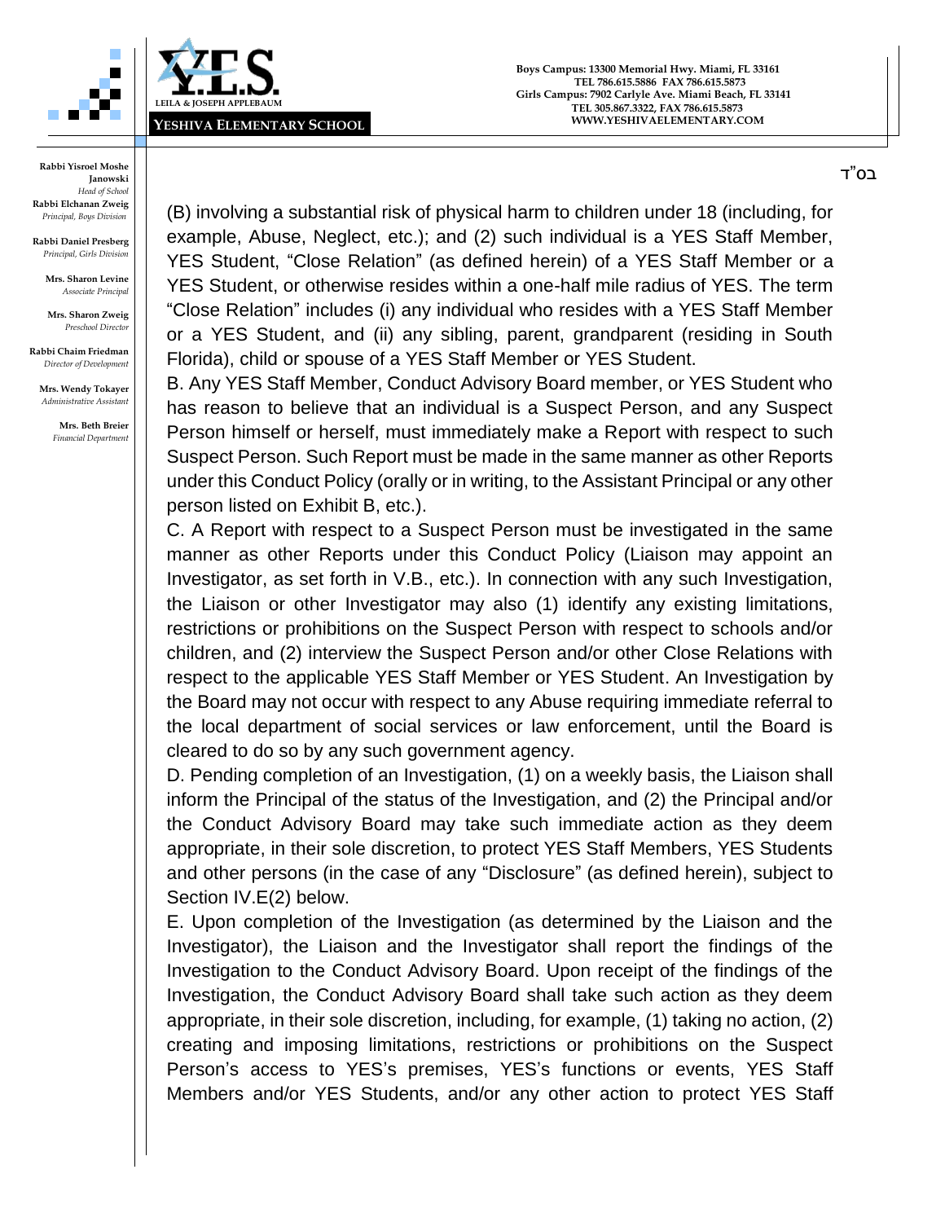(B) involving a substantial risk of physical harm to children under 18 (including, for example, Abuse, Neglect, etc.); and (2) such individual is a YES Staff Member, YES Student, "Close Relation" (as defined herein) of a YES Staff Member or a YES Student, or otherwise resides within a one-half mile radius of YES. The term "Close Relation" includes (i) any individual who resides with a YES Staff Member or a YES Student, and (ii) any sibling, parent, grandparent (residing in South Florida), child or spouse of a YES Staff Member or YES Student.

B. Any YES Staff Member, Conduct Advisory Board member, or YES Student who has reason to believe that an individual is a Suspect Person, and any Suspect Person himself or herself, must immediately make a Report with respect to such Suspect Person. Such Report must be made in the same manner as other Reports under this Conduct Policy (orally or in writing, to the Assistant Principal or any other person listed on Exhibit B, etc.).

C. A Report with respect to a Suspect Person must be investigated in the same manner as other Reports under this Conduct Policy (Liaison may appoint an Investigator, as set forth in V.B., etc.). In connection with any such Investigation, the Liaison or other Investigator may also (1) identify any existing limitations, restrictions or prohibitions on the Suspect Person with respect to schools and/or children, and (2) interview the Suspect Person and/or other Close Relations with respect to the applicable YES Staff Member or YES Student. An Investigation by the Board may not occur with respect to any Abuse requiring immediate referral to the local department of social services or law enforcement, until the Board is cleared to do so by any such government agency.

D. Pending completion of an Investigation, (1) on a weekly basis, the Liaison shall inform the Principal of the status of the Investigation, and (2) the Principal and/or the Conduct Advisory Board may take such immediate action as they deem appropriate, in their sole discretion, to protect YES Staff Members, YES Students and other persons (in the case of any "Disclosure" (as defined herein), subject to Section IV.E(2) below.

E. Upon completion of the Investigation (as determined by the Liaison and the Investigator), the Liaison and the Investigator shall report the findings of the Investigation to the Conduct Advisory Board. Upon receipt of the findings of the Investigation, the Conduct Advisory Board shall take such action as they deem appropriate, in their sole discretion, including, for example, (1) taking no action, (2) creating and imposing limitations, restrictions or prohibitions on the Suspect Person's access to YES's premises, YES's functions or events, YES Staff Members and/or YES Students, and/or any other action to protect YES Staff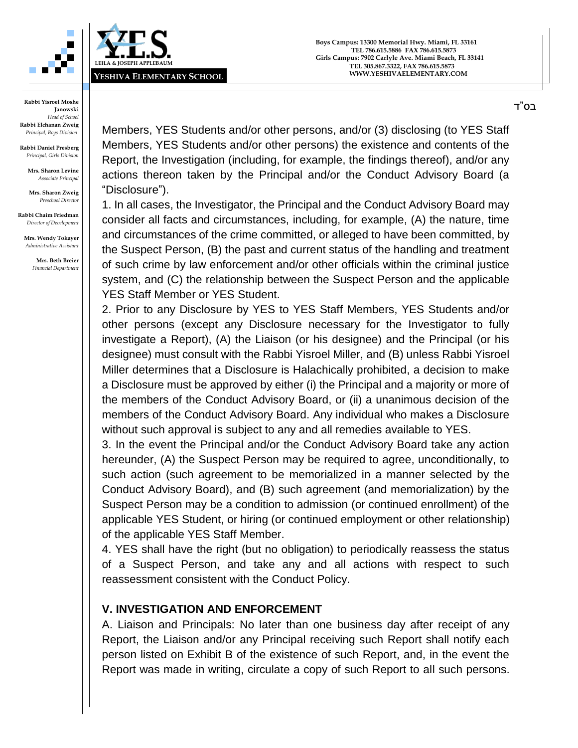Members, YES Students and/or other persons, and/or (3) disclosing (to YES Staff Members, YES Students and/or other persons) the existence and contents of the Report, the Investigation (including, for example, the findings thereof), and/or any actions thereon taken by the Principal and/or the Conduct Advisory Board (a "Disclosure").

1. In all cases, the Investigator, the Principal and the Conduct Advisory Board may consider all facts and circumstances, including, for example, (A) the nature, time and circumstances of the crime committed, or alleged to have been committed, by the Suspect Person, (B) the past and current status of the handling and treatment of such crime by law enforcement and/or other officials within the criminal justice system, and (C) the relationship between the Suspect Person and the applicable YES Staff Member or YES Student.

2. Prior to any Disclosure by YES to YES Staff Members, YES Students and/or other persons (except any Disclosure necessary for the Investigator to fully investigate a Report), (A) the Liaison (or his designee) and the Principal (or his designee) must consult with the Rabbi Yisroel Miller, and (B) unless Rabbi Yisroel Miller determines that a Disclosure is Halachically prohibited, a decision to make a Disclosure must be approved by either (i) the Principal and a majority or more of the members of the Conduct Advisory Board, or (ii) a unanimous decision of the members of the Conduct Advisory Board. Any individual who makes a Disclosure without such approval is subject to any and all remedies available to YES.

3. In the event the Principal and/or the Conduct Advisory Board take any action hereunder, (A) the Suspect Person may be required to agree, unconditionally, to such action (such agreement to be memorialized in a manner selected by the Conduct Advisory Board), and (B) such agreement (and memorialization) by the Suspect Person may be a condition to admission (or continued enrollment) of the applicable YES Student, or hiring (or continued employment or other relationship) of the applicable YES Staff Member.

4. YES shall have the right (but no obligation) to periodically reassess the status of a Suspect Person, and take any and all actions with respect to such reassessment consistent with the Conduct Policy.

## V. INVESTIGATION AND ENFORCEMENT

A. Liaison and Principals: No later than one business day after receipt of any Report, the Liaison and/or any Principal receiving such Report shall notify each person listed on Exhibit B of the existence of such Report, and, in the event the Report was made in writing, circulate a copy of such Report to all such persons.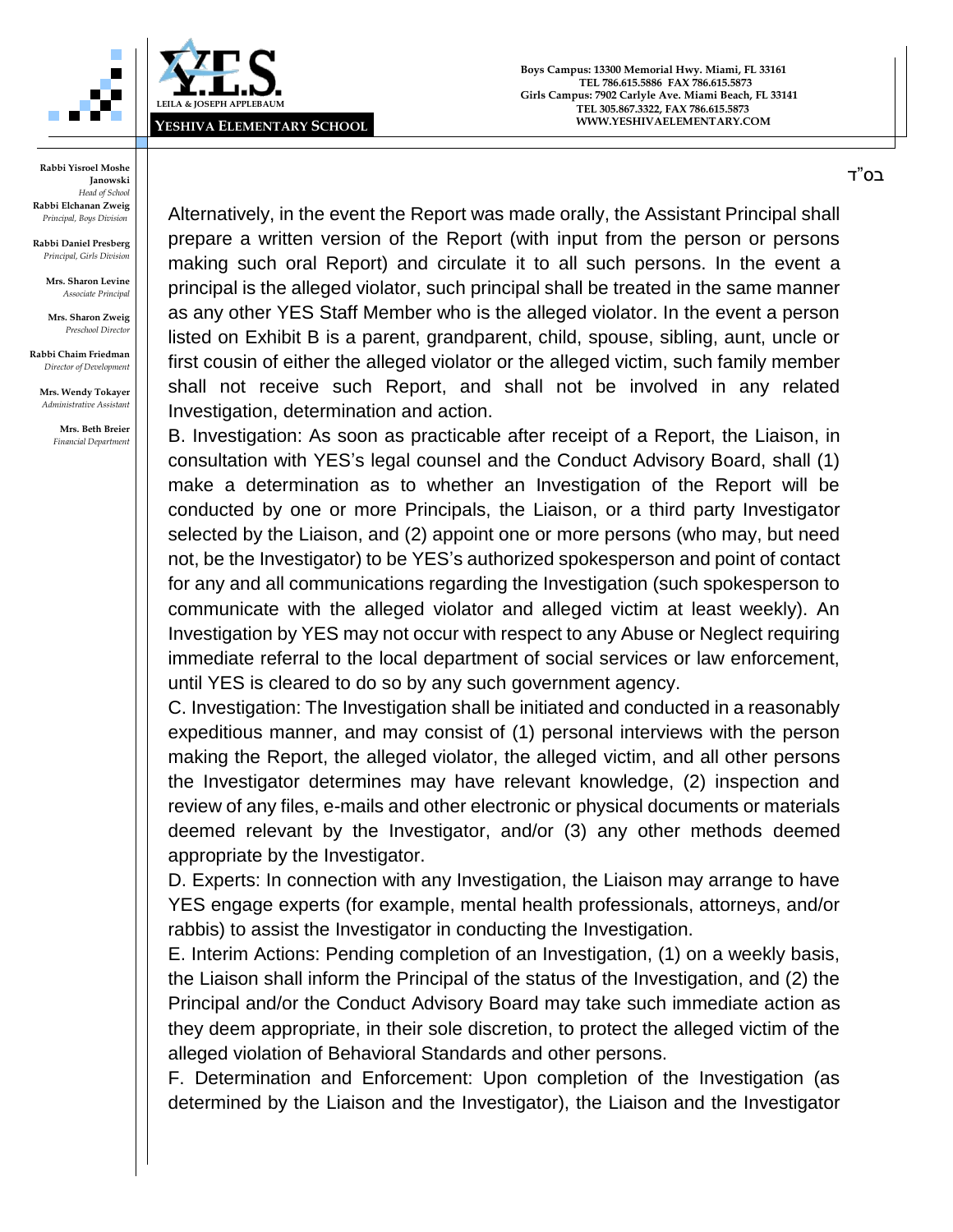Alternatively, in the event the Report was made orally, the Assistant Principal shall prepare a written version of the Report (with input from the person or persons making such oral Report) and circulate it to all such persons. In the event a principal is the alleged violator, such principal shall be treated in the same manner as any other YES Staff Member who is the alleged violator. In the event a person listed on Exhibit B is a parent, grandparent, child, spouse, sibling, aunt, uncle or first cousin of either the alleged violator or the alleged victim, such family member shall not receive such Report, and shall not be involved in any related Investigation, determination and action.

B. Investigation: As soon as practicable after receipt of a Report, the Liaison, in consultation with YES's legal counsel and the Conduct Advisory Board, shall (1) make a determination as to whether an Investigation of the Report will be conducted by one or more Principals, the Liaison, or a third party Investigator selected by the Liaison, and (2) appoint one or more persons (who may, but need not, be the Investigator) to be YES's authorized spokesperson and point of contact for any and all communications regarding the Investigation (such spokesperson to communicate with the alleged violator and alleged victim at least weekly). An Investigation by YES may not occur with respect to any Abuse or Neglect requiring immediate referral to the local department of social services or law enforcement, until YES is cleared to do so by any such government agency.

C. Investigation: The Investigation shall be initiated and conducted in a reasonably expeditious manner, and may consist of (1) personal interviews with the person making the Report, the alleged violator, the alleged victim, and all other persons the Investigator determines may have relevant knowledge, (2) inspection and review of any files, e-mails and other electronic or physical documents or materials deemed relevant by the Investigator, and/or (3) any other methods deemed appropriate by the Investigator.

D. Experts: In connection with any Investigation, the Liaison may arrange to have YES engage experts (for example, mental health professionals, attorneys, and/or rabbis) to assist the Investigator in conducting the Investigation.

E. Interim Actions: Pending completion of an Investigation, (1) on a weekly basis, the Liaison shall inform the Principal of the status of the Investigation, and (2) the Principal and/or the Conduct Advisory Board may take such immediate action as they deem appropriate, in their sole discretion, to protect the alleged victim of the alleged violation of Behavioral Standards and other persons.

F. Determination and Enforcement: Upon completion of the Investigation (as determined by the Liaison and the Investigator), the Liaison and the Investigator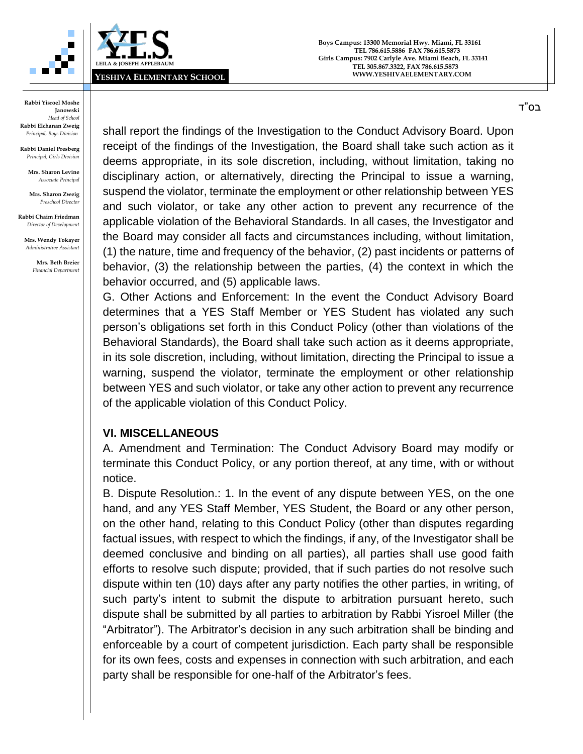shall report the findings of the Investigation to the Conduct Advisory Board. Upon receipt of the findings of the Investigation, the Board shall take such action as it deems appropriate, in its sole discretion, including, without limitation, taking no disciplinary action, or alternatively, directing the Principal to issue a warning, suspend the violator, terminate the employment or other relationship between YES and such violator, or take any other action to prevent any recurrence of the applicable violation of the Behavioral Standards. In all cases, the Investigator and the Board may consider all facts and circumstances including, without limitation, (1) the nature, time and frequency of the behavior, (2) past incidents or patterns of behavior, (3) the relationship between the parties, (4) the context in which the behavior occurred, and (5) applicable laws.

G. Other Actions and Enforcement: In the event the Conduct Advisory Board determines that a YES Staff Member or YES Student has violated any such person's obligations set forth in this Conduct Policy (other than violations of the Behavioral Standards), the Board shall take such action as it deems appropriate, in its sole discretion, including, without limitation, directing the Principal to issue a warning, suspend the violator, terminate the employment or other relationship between YES and such violator, or take any other action to prevent any recurrence of the applicable violation of this Conduct Policy.

## VI. MISCELLANEOUS

A. Amendment and Termination: The Conduct Advisory Board may modify or terminate this Conduct Policy, or any portion thereof, at any time, with or without notice.

B. Dispute Resolution.: 1. In the event of any dispute between YES, on the one hand, and any YES Staff Member, YES Student, the Board or any other person, on the other hand, relating to this Conduct Policy (other than disputes regarding factual issues, with respect to which the findings, if any, of the Investigator shall be deemed conclusive and binding on all parties), all parties shall use good faith efforts to resolve such dispute; provided, that if such parties do not resolve such dispute within ten (10) days after any party notifies the other parties, in writing, of such party's intent to submit the dispute to arbitration pursuant hereto, such dispute shall be submitted by all parties to arbitration by Rabbi Yisroel Miller (the "Arbitrator"). The Arbitrator's decision in any such arbitration shall be binding and enforceable by a court of competent jurisdiction. Each party shall be responsible for its own fees, costs and expenses in connection with such arbitration, and each party shall be responsible for one-half of the Arbitrator's fees.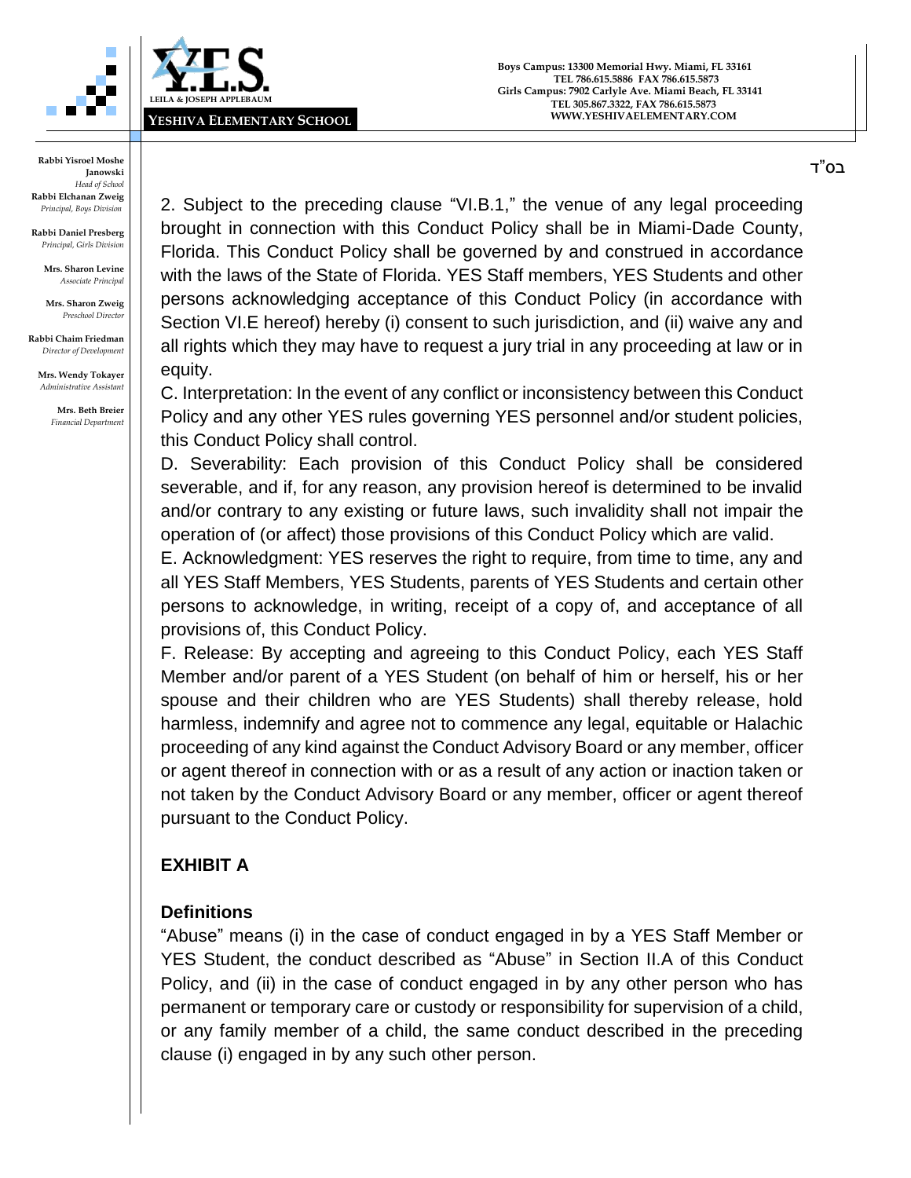2. Subject to the preceding clause "VI.B.1," the venue of any legal proceeding brought in connection with this Conduct Policy shall be in Miami-Dade County, Florida. This Conduct Policy shall be governed by and construed in accordance with the laws of the State of Florida. YES Staff members, YES Students and other persons acknowledging acceptance of this Conduct Policy (in accordance with Section VI.E hereof) hereby (i) consent to such jurisdiction, and (ii) waive any and all rights which they may have to request a jury trial in any proceeding at law or in equity.

C. Interpretation: In the event of any conflict or inconsistency between this Conduct Policy and any other YES rules governing YES personnel and/or student policies, this Conduct Policy shall control.

D. Severability: Each provision of this Conduct Policy shall be considered severable, and if, for any reason, any provision hereof is determined to be invalid and/or contrary to any existing or future laws, such invalidity shall not impair the operation of (or affect) those provisions of this Conduct Policy which are valid.

E. Acknowledgment: YES reserves the right to require, from time to time, any and all YES Staff Members, YES Students, parents of YES Students and certain other persons to acknowledge, in writing, receipt of a copy of, and acceptance of all provisions of, this Conduct Policy.

F. Release: By accepting and agreeing to this Conduct Policy, each YES Staff Member and/or parent of a YES Student (on behalf of him or herself, his or her spouse and their children who are YES Students) shall thereby release, hold harmless, indemnify and agree not to commence any legal, equitable or Halachic proceeding of any kind against the Conduct Advisory Board or any member, officer or agent thereof in connection with or as a result of any action or inaction taken or not taken by the Conduct Advisory Board or any member, officer or agent thereof pursuant to the Conduct Policy.

## EXHIBIT A

### Definitions

"Abuse" means (i) in the case of conduct engaged in by a YES Staff Member or YES Student, the conduct described as "Abuse" in Section II.A of this Conduct Policy, and (ii) in the case of conduct engaged in by any other person who has permanent or temporary care or custody or responsibility for supervision of a child, or any family member of a child, the same conduct described in the preceding clause (i) engaged in by any such other person.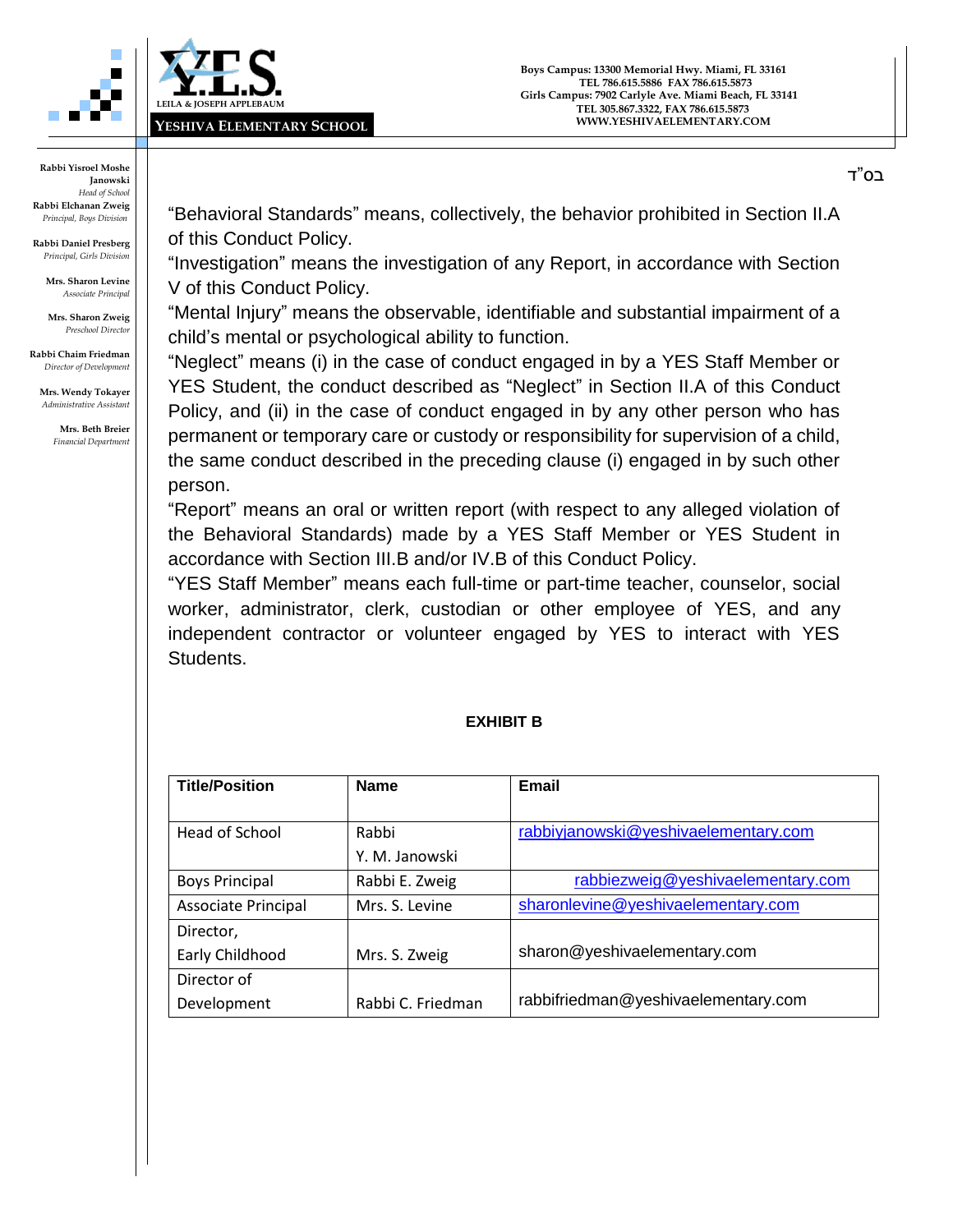בס"ד

"Behavioral Standards" means, collectively, the behavior prohibited in Section II.A of this Conduct Policy.

"Investigation" means the investigation of any Report, in accordance with Section V of this Conduct Policy.

"Mental Injury" means the observable, identifiable and substantial impairment of a child's mental or psychological ability to function.

"Neglect" means (i) in the case of conduct engaged in by a YES Staff Member or YES Student, the conduct described as "Neglect" in Section II.A of this Conduct Policy, and (ii) in the case of conduct engaged in by any other person who has permanent or temporary care or custody or responsibility for supervision of a child, the same conduct described in the preceding clause (i) engaged in by such other person.

"Report" means an oral or written report (with respect to any alleged violation of the Behavioral Standards) made by a YES Staff Member or YES Student in accordance with Section III.B and/or IV.B of this Conduct Policy.

"YES Staff Member" means each full-time or part-time teacher, counselor, social worker, administrator, clerk, custodian or other employee of YES, and any independent contractor or volunteer engaged by YES to interact with YES Students.

**EXHIBIT B**

| Title/Position | Name | Email |
|---|---|---|
| Head of School | Rabbi Y. M. Janowski | rabbiyjanowski@yeshivaelementary.com |
| Boys Principal | Rabbi E. Zweig | rabbiezweig@yeshivaelementary.com |
| Associate Principal | Mrs. S. Levine | sharonlevine@yeshivaelementary.com |
| Director, Early Childhood | Mrs. S. Zweig | sharon@yeshivaelementary.com |
| Director of Development | Rabbi C. Friedman | rabbifriedman@yeshivaelementary.com |